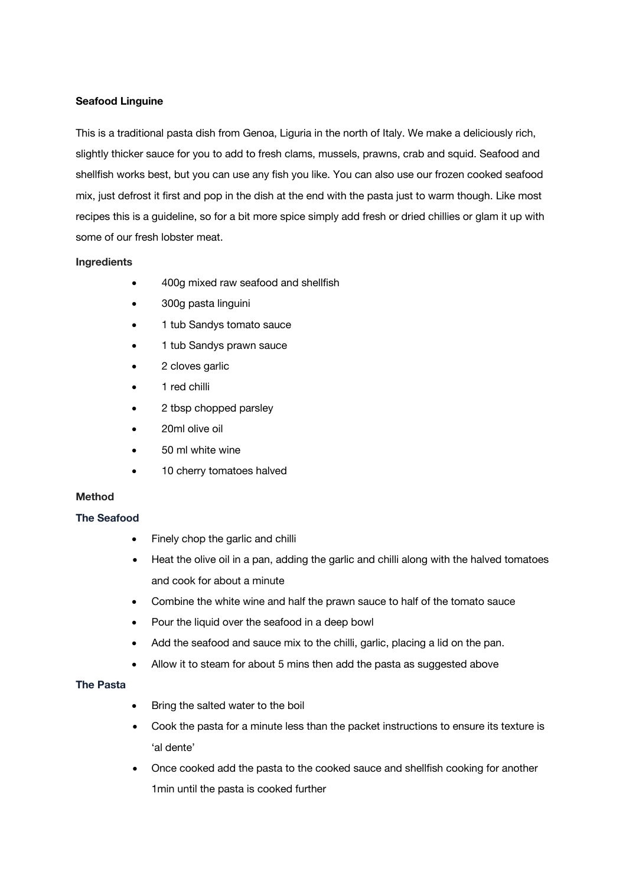**Seafood Linguine**

This is a traditional pasta dish from Genoa, Liguria in the north of Italy. We make a deliciously rich, slightly thicker sauce for you to add to fresh clams, mussels, prawns, crab and squid. Seafood and shellfish works best, but you can use any fish you like. You can also use our frozen cooked seafood mix, just defrost it first and pop in the dish at the end with the pasta just to warm though. Like most recipes this is a guideline, so for a bit more spice simply add fresh or dried chillies or glam it up with some of our fresh lobster meat.

**Ingredients**

- 400g mixed raw seafood and shellfish
- 300g pasta linguini
- 1 tub Sandys tomato sauce
- 1 tub Sandys prawn sauce
- 2 cloves garlic
- 1 red chilli
- 2 tbsp chopped parsley
- 20ml olive oil
- 50 ml white wine
- 10 cherry tomatoes halved

**Method**

**The Seafood**

- Finely chop the garlic and chilli
- Heat the olive oil in a pan, adding the garlic and chilli along with the halved tomatoes and cook for about a minute
- Combine the white wine and half the prawn sauce to half of the tomato sauce
- Pour the liquid over the seafood in a deep bowl
- Add the seafood and sauce mix to the chilli, garlic, placing a lid on the pan.
- Allow it to steam for about 5 mins then add the pasta as suggested above

**The Pasta**

- Bring the salted water to the boil
- Cook the pasta for a minute less than the packet instructions to ensure its texture is 'al dente'
- Once cooked add the pasta to the cooked sauce and shellfish cooking for another 1min until the pasta is cooked further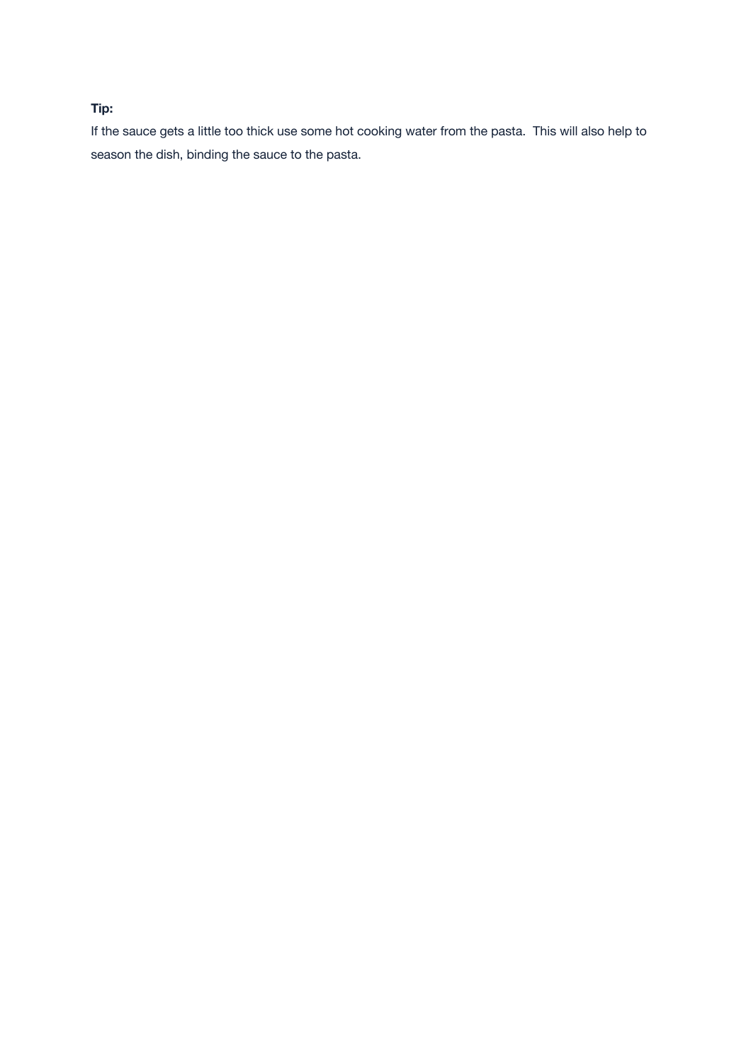**Tip:**

If the sauce gets a little too thick use some hot cooking water from the pasta.  This will also help to season the dish, binding the sauce to the pasta.